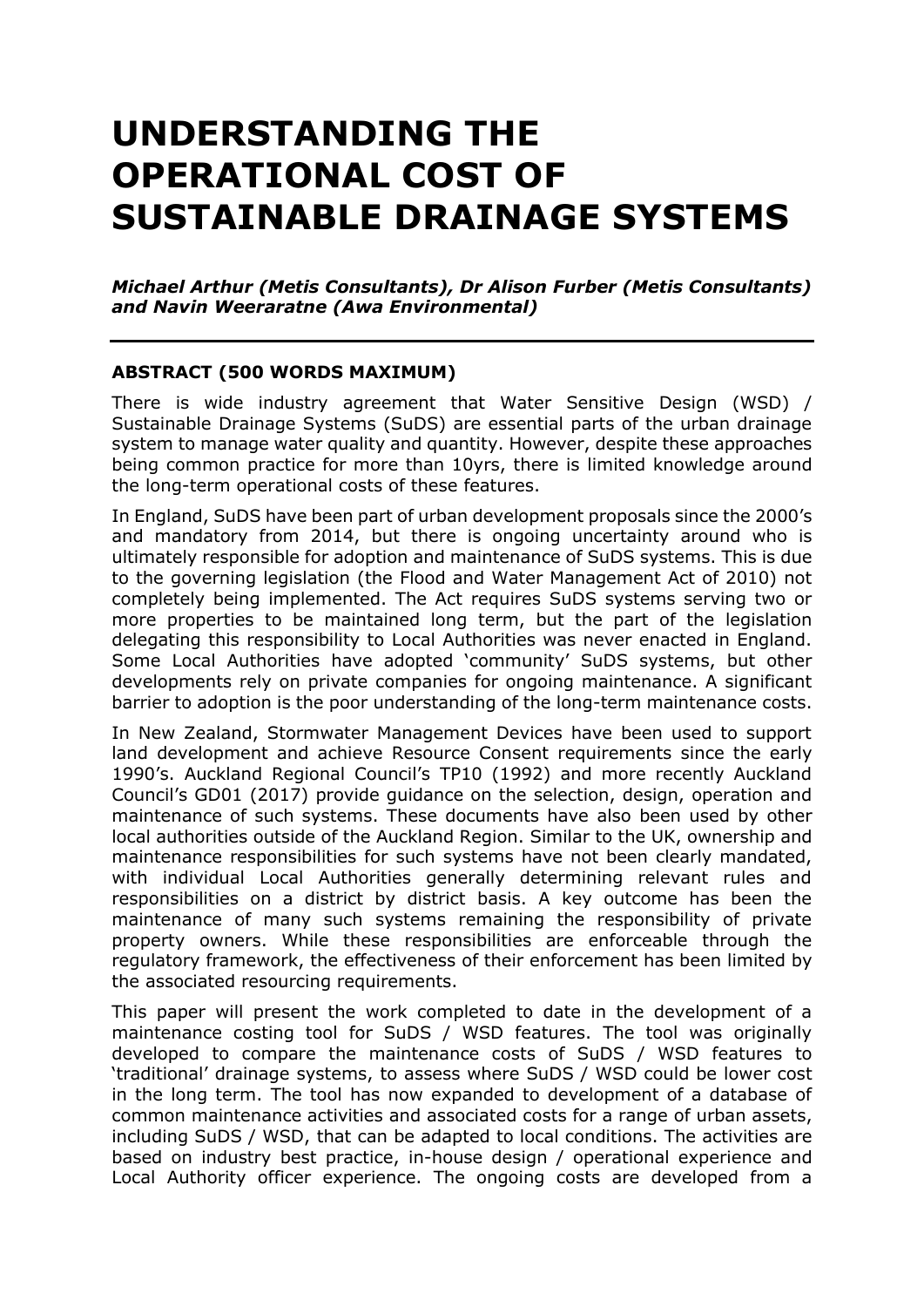# UNDERSTANDING THE OPERATIONAL COST OF SUSTAINABLE DRAINAGE SYSTEMS

***Michael Arthur (Metis Consultants), Dr Alison Furber (Metis Consultants) and Navin Weeraratne (Awa Environmental)***

---

**ABSTRACT (500 WORDS MAXIMUM)**

There is wide industry agreement that Water Sensitive Design (WSD) / Sustainable Drainage Systems (SuDS) are essential parts of the urban drainage system to manage water quality and quantity. However, despite these approaches being common practice for more than 10yrs, there is limited knowledge around the long-term operational costs of these features.

In England, SuDS have been part of urban development proposals since the 2000's and mandatory from 2014, but there is ongoing uncertainty around who is ultimately responsible for adoption and maintenance of SuDS systems. This is due to the governing legislation (the Flood and Water Management Act of 2010) not completely being implemented. The Act requires SuDS systems serving two or more properties to be maintained long term, but the part of the legislation delegating this responsibility to Local Authorities was never enacted in England. Some Local Authorities have adopted 'community' SuDS systems, but other developments rely on private companies for ongoing maintenance. A significant barrier to adoption is the poor understanding of the long-term maintenance costs.

In New Zealand, Stormwater Management Devices have been used to support land development and achieve Resource Consent requirements since the early 1990's. Auckland Regional Council's TP10 (1992) and more recently Auckland Council's GD01 (2017) provide guidance on the selection, design, operation and maintenance of such systems. These documents have also been used by other local authorities outside of the Auckland Region. Similar to the UK, ownership and maintenance responsibilities for such systems have not been clearly mandated, with individual Local Authorities generally determining relevant rules and responsibilities on a district by district basis. A key outcome has been the maintenance of many such systems remaining the responsibility of private property owners. While these responsibilities are enforceable through the regulatory framework, the effectiveness of their enforcement has been limited by the associated resourcing requirements.

This paper will present the work completed to date in the development of a maintenance costing tool for SuDS / WSD features. The tool was originally developed to compare the maintenance costs of SuDS / WSD features to 'traditional' drainage systems, to assess where SuDS / WSD could be lower cost in the long term. The tool has now expanded to development of a database of common maintenance activities and associated costs for a range of urban assets, including SuDS / WSD, that can be adapted to local conditions. The activities are based on industry best practice, in-house design / operational experience and Local Authority officer experience. The ongoing costs are developed from a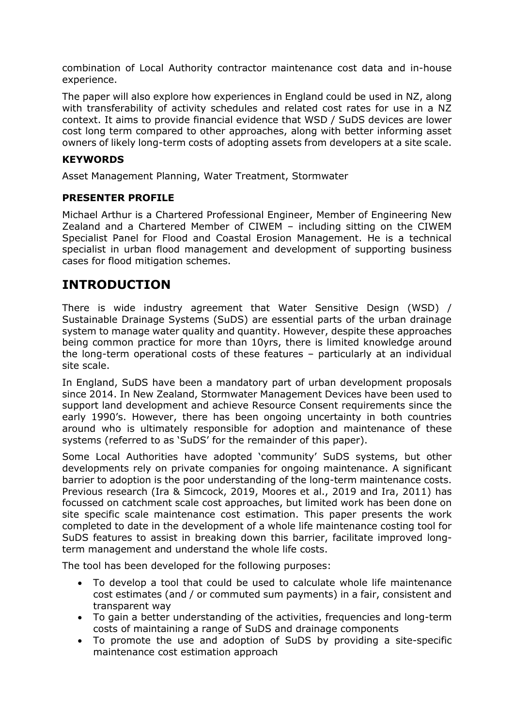combination of Local Authority contractor maintenance cost data and in-house experience.

The paper will also explore how experiences in England could be used in NZ, along with transferability of activity schedules and related cost rates for use in a NZ context. It aims to provide financial evidence that WSD / SuDS devices are lower cost long term compared to other approaches, along with better informing asset owners of likely long-term costs of adopting assets from developers at a site scale.

### KEYWORDS

Asset Management Planning, Water Treatment, Stormwater

### PRESENTER PROFILE

Michael Arthur is a Chartered Professional Engineer, Member of Engineering New Zealand and a Chartered Member of CIWEM – including sitting on the CIWEM Specialist Panel for Flood and Coastal Erosion Management. He is a technical specialist in urban flood management and development of supporting business cases for flood mitigation schemes.

# INTRODUCTION

There is wide industry agreement that Water Sensitive Design (WSD) / Sustainable Drainage Systems (SuDS) are essential parts of the urban drainage system to manage water quality and quantity. However, despite these approaches being common practice for more than 10yrs, there is limited knowledge around the long-term operational costs of these features – particularly at an individual site scale.

In England, SuDS have been a mandatory part of urban development proposals since 2014. In New Zealand, Stormwater Management Devices have been used to support land development and achieve Resource Consent requirements since the early 1990's. However, there has been ongoing uncertainty in both countries around who is ultimately responsible for adoption and maintenance of these systems (referred to as 'SuDS' for the remainder of this paper).

Some Local Authorities have adopted 'community' SuDS systems, but other developments rely on private companies for ongoing maintenance. A significant barrier to adoption is the poor understanding of the long-term maintenance costs. Previous research (Ira & Simcock, 2019, Moores et al., 2019 and Ira, 2011) has focussed on catchment scale cost approaches, but limited work has been done on site specific scale maintenance cost estimation. This paper presents the work completed to date in the development of a whole life maintenance costing tool for SuDS features to assist in breaking down this barrier, facilitate improved long-term management and understand the whole life costs.

The tool has been developed for the following purposes:

- To develop a tool that could be used to calculate whole life maintenance cost estimates (and / or commuted sum payments) in a fair, consistent and transparent way
- To gain a better understanding of the activities, frequencies and long-term costs of maintaining a range of SuDS and drainage components
- To promote the use and adoption of SuDS by providing a site-specific maintenance cost estimation approach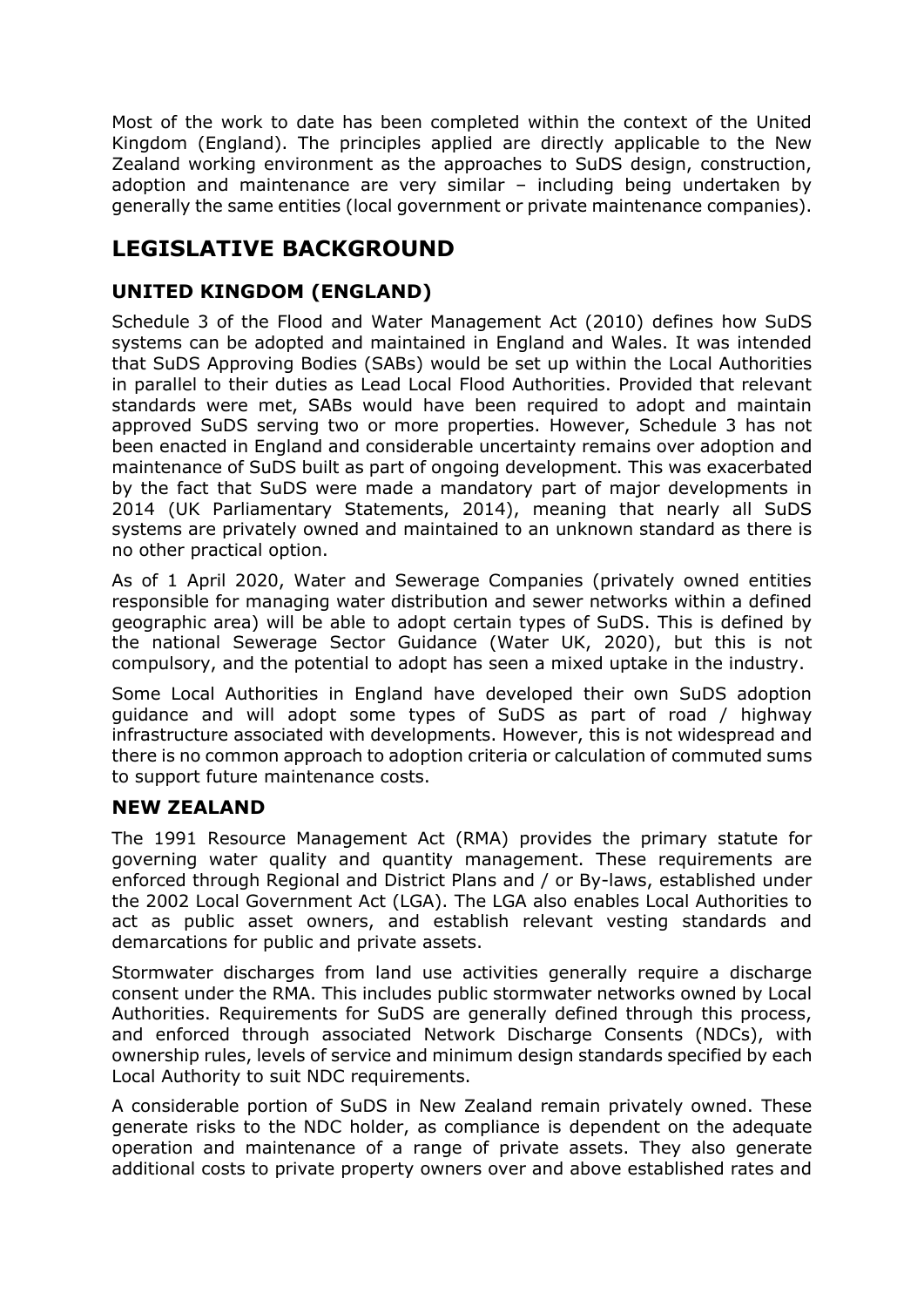Most of the work to date has been completed within the context of the United Kingdom (England). The principles applied are directly applicable to the New Zealand working environment as the approaches to SuDS design, construction, adoption and maintenance are very similar – including being undertaken by generally the same entities (local government or private maintenance companies).

## LEGISLATIVE BACKGROUND

### UNITED KINGDOM (ENGLAND)

Schedule 3 of the Flood and Water Management Act (2010) defines how SuDS systems can be adopted and maintained in England and Wales. It was intended that SuDS Approving Bodies (SABs) would be set up within the Local Authorities in parallel to their duties as Lead Local Flood Authorities. Provided that relevant standards were met, SABs would have been required to adopt and maintain approved SuDS serving two or more properties. However, Schedule 3 has not been enacted in England and considerable uncertainty remains over adoption and maintenance of SuDS built as part of ongoing development. This was exacerbated by the fact that SuDS were made a mandatory part of major developments in 2014 (UK Parliamentary Statements, 2014), meaning that nearly all SuDS systems are privately owned and maintained to an unknown standard as there is no other practical option.

As of 1 April 2020, Water and Sewerage Companies (privately owned entities responsible for managing water distribution and sewer networks within a defined geographic area) will be able to adopt certain types of SuDS. This is defined by the national Sewerage Sector Guidance (Water UK, 2020), but this is not compulsory, and the potential to adopt has seen a mixed uptake in the industry.

Some Local Authorities in England have developed their own SuDS adoption guidance and will adopt some types of SuDS as part of road / highway infrastructure associated with developments. However, this is not widespread and there is no common approach to adoption criteria or calculation of commuted sums to support future maintenance costs.

### NEW ZEALAND

The 1991 Resource Management Act (RMA) provides the primary statute for governing water quality and quantity management. These requirements are enforced through Regional and District Plans and / or By-laws, established under the 2002 Local Government Act (LGA). The LGA also enables Local Authorities to act as public asset owners, and establish relevant vesting standards and demarcations for public and private assets.

Stormwater discharges from land use activities generally require a discharge consent under the RMA. This includes public stormwater networks owned by Local Authorities. Requirements for SuDS are generally defined through this process, and enforced through associated Network Discharge Consents (NDCs), with ownership rules, levels of service and minimum design standards specified by each Local Authority to suit NDC requirements.

A considerable portion of SuDS in New Zealand remain privately owned. These generate risks to the NDC holder, as compliance is dependent on the adequate operation and maintenance of a range of private assets. They also generate additional costs to private property owners over and above established rates and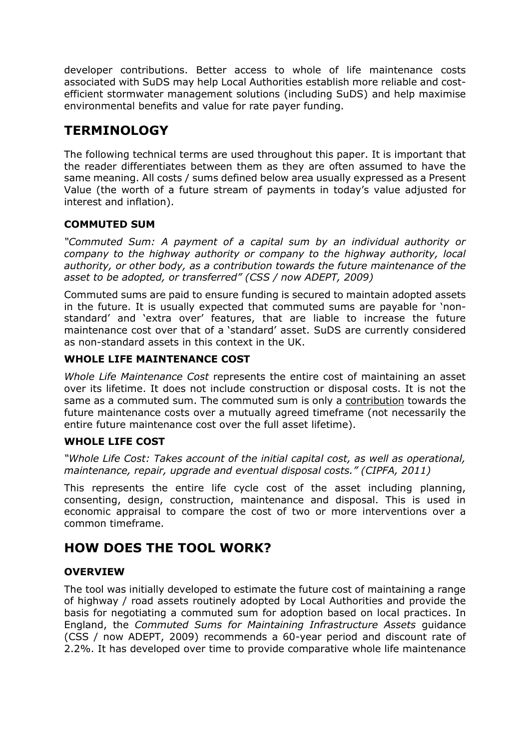developer contributions. Better access to whole of life maintenance costs associated with SuDS may help Local Authorities establish more reliable and cost-efficient stormwater management solutions (including SuDS) and help maximise environmental benefits and value for rate payer funding.

## TERMINOLOGY

The following technical terms are used throughout this paper. It is important that the reader differentiates between them as they are often assumed to have the same meaning. All costs / sums defined below area usually expressed as a Present Value (the worth of a future stream of payments in today's value adjusted for interest and inflation).

### COMMUTED SUM

*"Commuted Sum: A payment of a capital sum by an individual authority or company to the highway authority or company to the highway authority, local authority, or other body, as a contribution towards the future maintenance of the asset to be adopted, or transferred" (CSS / now ADEPT, 2009)*

Commuted sums are paid to ensure funding is secured to maintain adopted assets in the future. It is usually expected that commuted sums are payable for 'non-standard' and 'extra over' features, that are liable to increase the future maintenance cost over that of a 'standard' asset. SuDS are currently considered as non-standard assets in this context in the UK.

### WHOLE LIFE MAINTENANCE COST

*Whole Life Maintenance Cost* represents the entire cost of maintaining an asset over its lifetime. It does not include construction or disposal costs. It is not the same as a commuted sum. The commuted sum is only a <u>contribution</u> towards the future maintenance costs over a mutually agreed timeframe (not necessarily the entire future maintenance cost over the full asset lifetime).

### WHOLE LIFE COST

*"Whole Life Cost: Takes account of the initial capital cost, as well as operational, maintenance, repair, upgrade and eventual disposal costs." (CIPFA, 2011)*

This represents the entire life cycle cost of the asset including planning, consenting, design, construction, maintenance and disposal. This is used in economic appraisal to compare the cost of two or more interventions over a common timeframe.

## HOW DOES THE TOOL WORK?

### OVERVIEW

The tool was initially developed to estimate the future cost of maintaining a range of highway / road assets routinely adopted by Local Authorities and provide the basis for negotiating a commuted sum for adoption based on local practices. In England, the *Commuted Sums for Maintaining Infrastructure Assets* guidance (CSS / now ADEPT, 2009) recommends a 60-year period and discount rate of 2.2%. It has developed over time to provide comparative whole life maintenance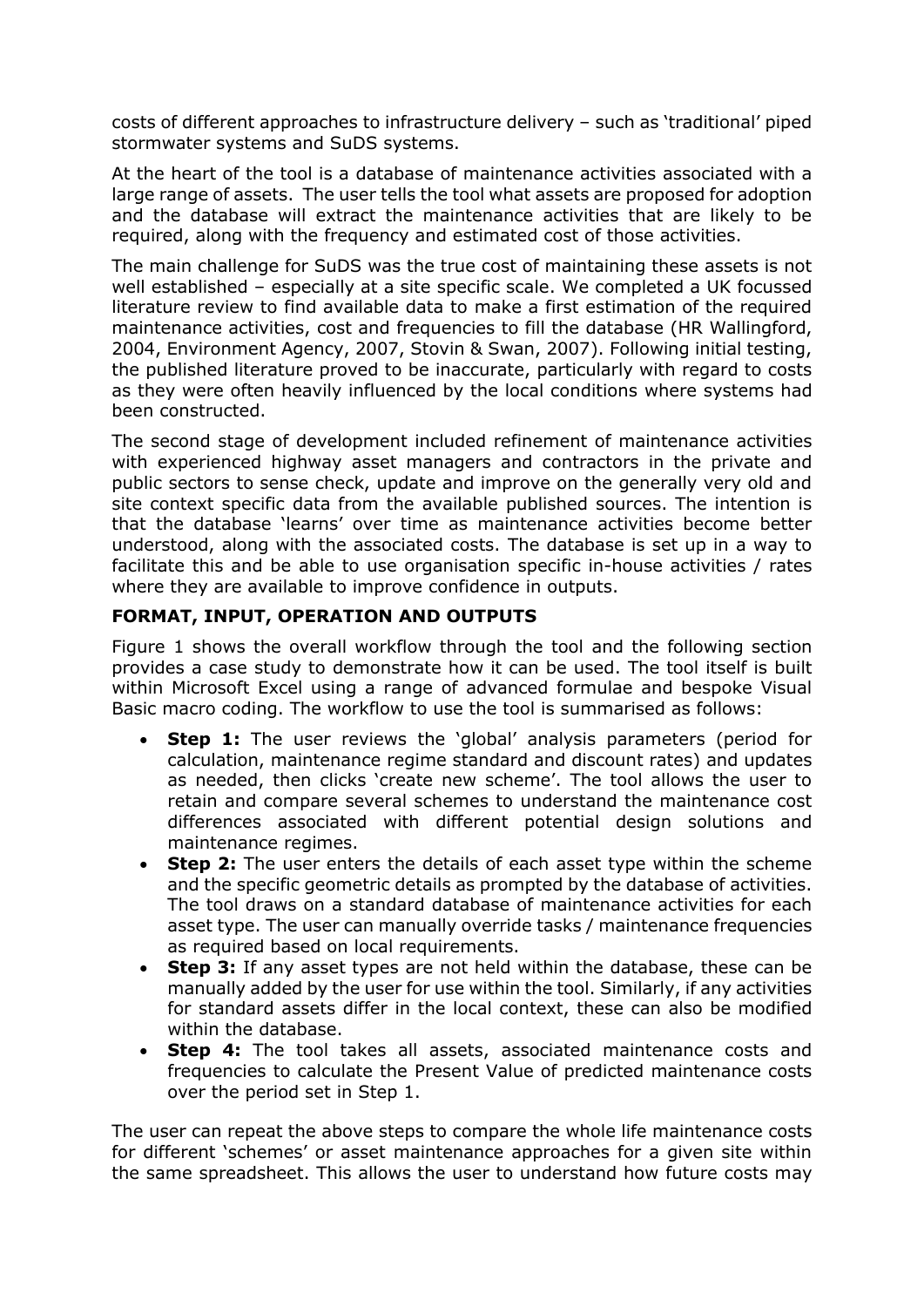costs of different approaches to infrastructure delivery – such as 'traditional' piped stormwater systems and SuDS systems.

At the heart of the tool is a database of maintenance activities associated with a large range of assets. The user tells the tool what assets are proposed for adoption and the database will extract the maintenance activities that are likely to be required, along with the frequency and estimated cost of those activities.

The main challenge for SuDS was the true cost of maintaining these assets is not well established – especially at a site specific scale. We completed a UK focussed literature review to find available data to make a first estimation of the required maintenance activities, cost and frequencies to fill the database (HR Wallingford, 2004, Environment Agency, 2007, Stovin & Swan, 2007). Following initial testing, the published literature proved to be inaccurate, particularly with regard to costs as they were often heavily influenced by the local conditions where systems had been constructed.

The second stage of development included refinement of maintenance activities with experienced highway asset managers and contractors in the private and public sectors to sense check, update and improve on the generally very old and site context specific data from the available published sources. The intention is that the database 'learns' over time as maintenance activities become better understood, along with the associated costs. The database is set up in a way to facilitate this and be able to use organisation specific in-house activities / rates where they are available to improve confidence in outputs.

## FORMAT, INPUT, OPERATION AND OUTPUTS

Figure 1 shows the overall workflow through the tool and the following section provides a case study to demonstrate how it can be used. The tool itself is built within Microsoft Excel using a range of advanced formulae and bespoke Visual Basic macro coding. The workflow to use the tool is summarised as follows:

- **Step 1:** The user reviews the 'global' analysis parameters (period for calculation, maintenance regime standard and discount rates) and updates as needed, then clicks 'create new scheme'. The tool allows the user to retain and compare several schemes to understand the maintenance cost differences associated with different potential design solutions and maintenance regimes.
- **Step 2:** The user enters the details of each asset type within the scheme and the specific geometric details as prompted by the database of activities. The tool draws on a standard database of maintenance activities for each asset type. The user can manually override tasks / maintenance frequencies as required based on local requirements.
- **Step 3:** If any asset types are not held within the database, these can be manually added by the user for use within the tool. Similarly, if any activities for standard assets differ in the local context, these can also be modified within the database.
- **Step 4:** The tool takes all assets, associated maintenance costs and frequencies to calculate the Present Value of predicted maintenance costs over the period set in Step 1.

The user can repeat the above steps to compare the whole life maintenance costs for different 'schemes' or asset maintenance approaches for a given site within the same spreadsheet. This allows the user to understand how future costs may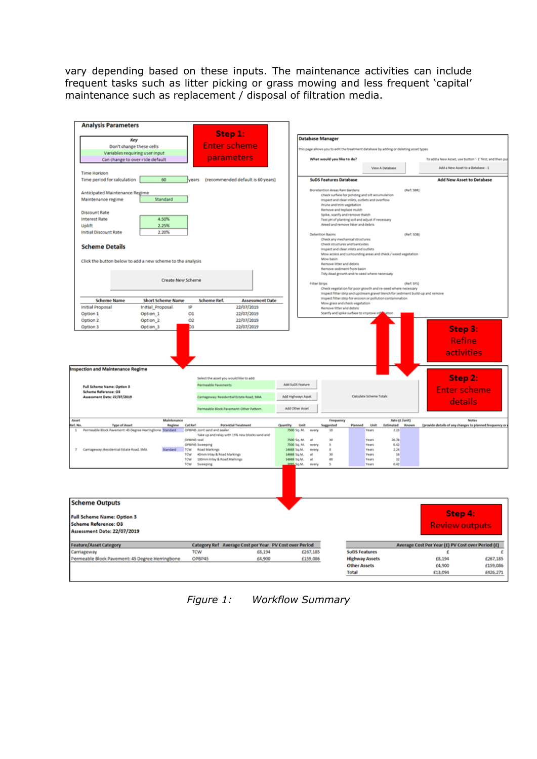vary depending based on these inputs. The maintenance activities can include frequent tasks such as litter picking or grass mowing and less frequent 'capital' maintenance such as replacement / disposal of filtration media.

*Figure 1: Workflow Summary*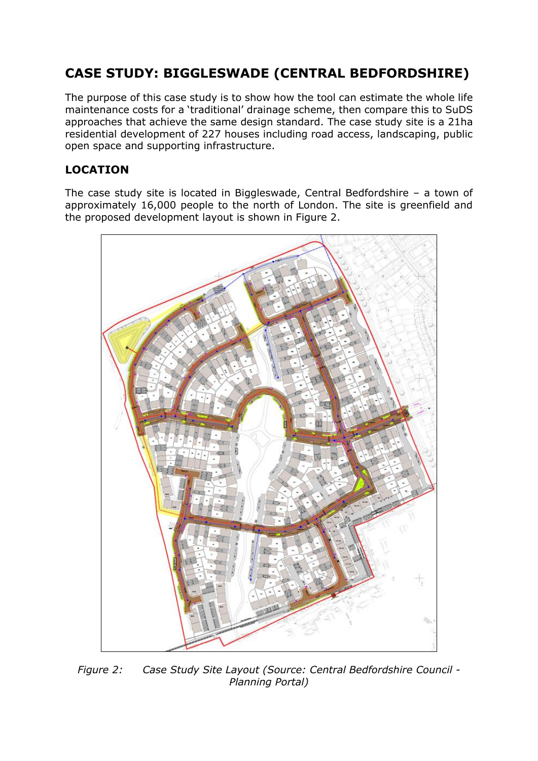# CASE STUDY: BIGGLESWADE (CENTRAL BEDFORDSHIRE)

The purpose of this case study is to show how the tool can estimate the whole life maintenance costs for a 'traditional' drainage scheme, then compare this to SuDS approaches that achieve the same design standard. The case study site is a 21ha residential development of 227 houses including road access, landscaping, public open space and supporting infrastructure.

## LOCATION

The case study site is located in Biggleswade, Central Bedfordshire – a town of approximately 16,000 people to the north of London. The site is greenfield and the proposed development layout is shown in Figure 2.

*Figure 2: Case Study Site Layout (Source: Central Bedfordshire Council - Planning Portal)*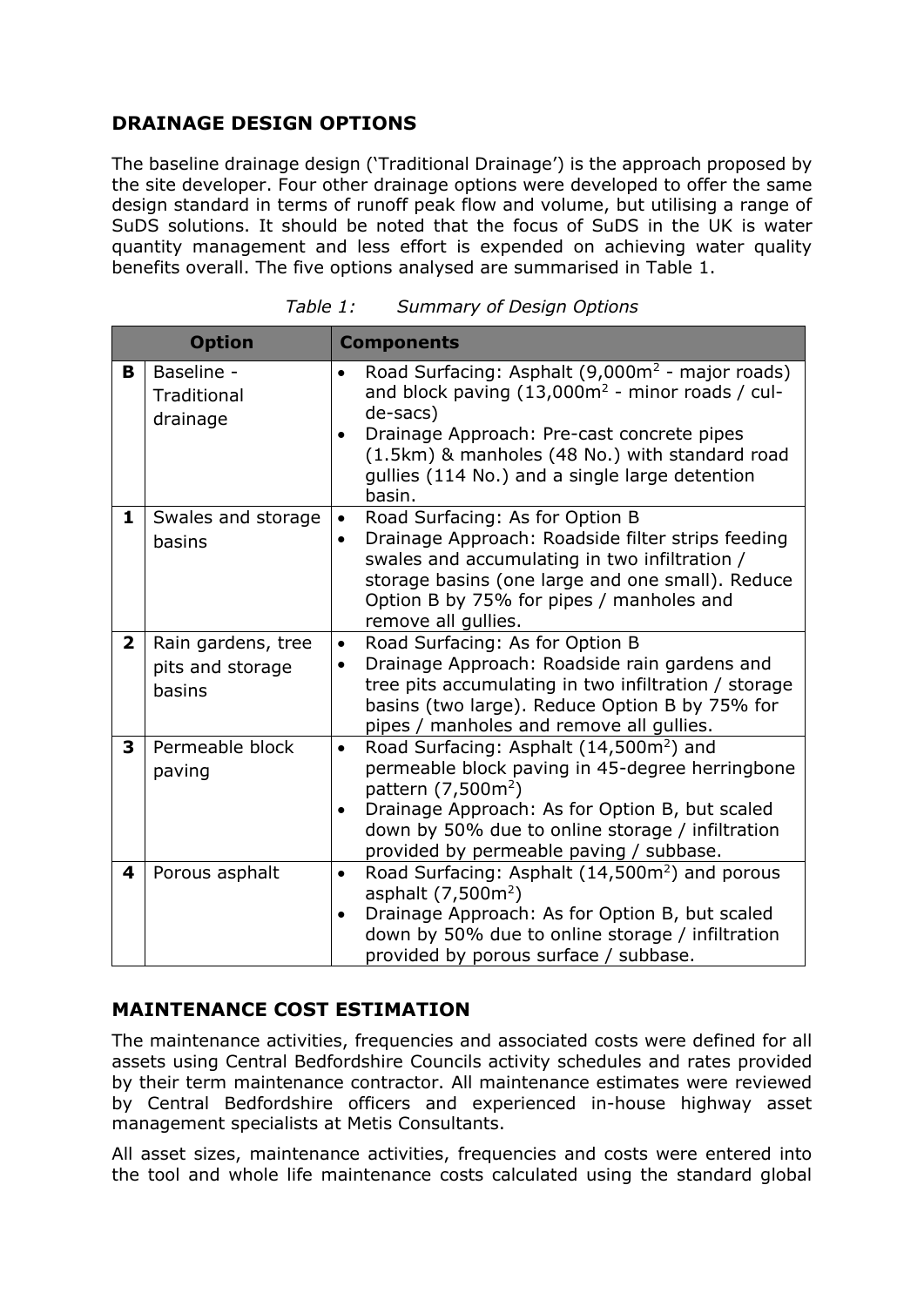## DRAINAGE DESIGN OPTIONS

The baseline drainage design ('Traditional Drainage') is the approach proposed by the site developer. Four other drainage options were developed to offer the same design standard in terms of runoff peak flow and volume, but utilising a range of SuDS solutions. It should be noted that the focus of SuDS in the UK is water quantity management and less effort is expended on achieving water quality benefits overall. The five options analysed are summarised in Table 1.

*Table 1: Summary of Design Options*

| Option | | Components |
|---|---|---|
| **B** | Baseline - Traditional drainage | • Road Surfacing: Asphalt (9,000m$^2$ - major roads) and block paving (13,000m$^2$ - minor roads / cul-de-sacs)<br>• Drainage Approach: Pre-cast concrete pipes (1.5km) & manholes (48 No.) with standard road gullies (114 No.) and a single large detention basin. |
| **1** | Swales and storage basins | • Road Surfacing: As for Option B<br>• Drainage Approach: Roadside filter strips feeding swales and accumulating in two infiltration / storage basins (one large and one small). Reduce Option B by 75% for pipes / manholes and remove all gullies. |
| **2** | Rain gardens, tree pits and storage basins | • Road Surfacing: As for Option B<br>• Drainage Approach: Roadside rain gardens and tree pits accumulating in two infiltration / storage basins (two large). Reduce Option B by 75% for pipes / manholes and remove all gullies. |
| **3** | Permeable block paving | • Road Surfacing: Asphalt (14,500m$^2$) and permeable block paving in 45-degree herringbone pattern (7,500m$^2$)<br>• Drainage Approach: As for Option B, but scaled down by 50% due to online storage / infiltration provided by permeable paving / subbase. |
| **4** | Porous asphalt | • Road Surfacing: Asphalt (14,500m$^2$) and porous asphalt (7,500m$^2$)<br>• Drainage Approach: As for Option B, but scaled down by 50% due to online storage / infiltration provided by porous surface / subbase. |

## MAINTENANCE COST ESTIMATION

The maintenance activities, frequencies and associated costs were defined for all assets using Central Bedfordshire Councils activity schedules and rates provided by their term maintenance contractor. All maintenance estimates were reviewed by Central Bedfordshire officers and experienced in-house highway asset management specialists at Metis Consultants.

All asset sizes, maintenance activities, frequencies and costs were entered into the tool and whole life maintenance costs calculated using the standard global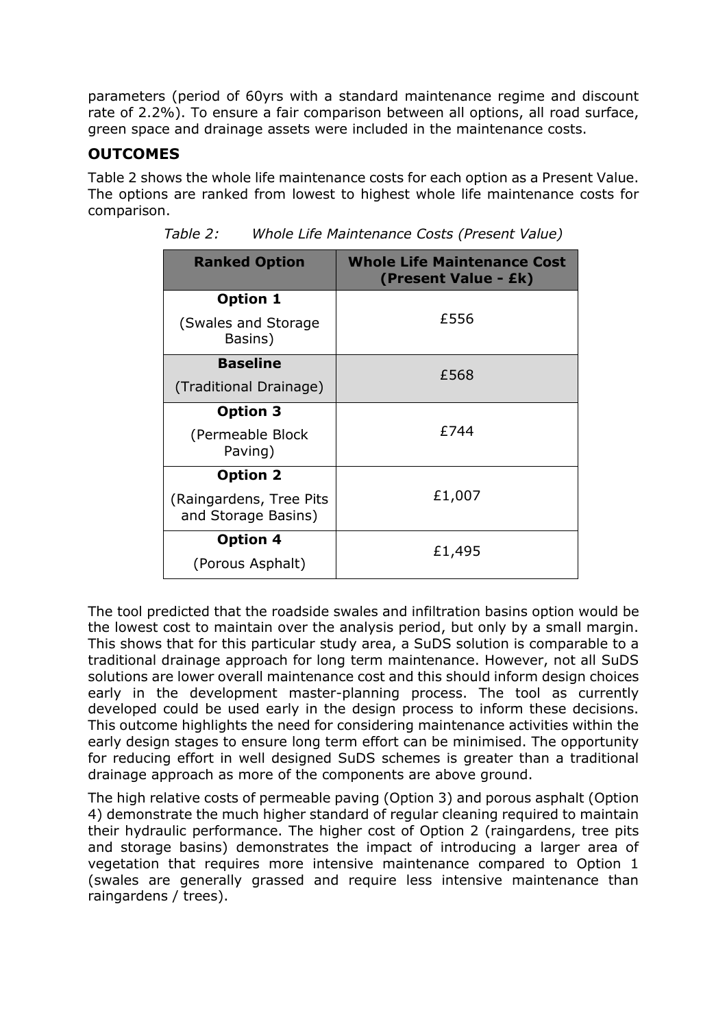parameters (period of 60yrs with a standard maintenance regime and discount rate of 2.2%). To ensure a fair comparison between all options, all road surface, green space and drainage assets were included in the maintenance costs.

## OUTCOMES

Table 2 shows the whole life maintenance costs for each option as a Present Value. The options are ranked from lowest to highest whole life maintenance costs for comparison.

*Table 2: Whole Life Maintenance Costs (Present Value)*

| Ranked Option | Whole Life Maintenance Cost (Present Value - £k) |
|---|---|
| **Option 1** (Swales and Storage Basins) | £556 |
| **Baseline** (Traditional Drainage) | £568 |
| **Option 3** (Permeable Block Paving) | £744 |
| **Option 2** (Raingardens, Tree Pits and Storage Basins) | £1,007 |
| **Option 4** (Porous Asphalt) | £1,495 |

The tool predicted that the roadside swales and infiltration basins option would be the lowest cost to maintain over the analysis period, but only by a small margin. This shows that for this particular study area, a SuDS solution is comparable to a traditional drainage approach for long term maintenance. However, not all SuDS solutions are lower overall maintenance cost and this should inform design choices early in the development master-planning process. The tool as currently developed could be used early in the design process to inform these decisions. This outcome highlights the need for considering maintenance activities within the early design stages to ensure long term effort can be minimised. The opportunity for reducing effort in well designed SuDS schemes is greater than a traditional drainage approach as more of the components are above ground.

The high relative costs of permeable paving (Option 3) and porous asphalt (Option 4) demonstrate the much higher standard of regular cleaning required to maintain their hydraulic performance. The higher cost of Option 2 (raingardens, tree pits and storage basins) demonstrates the impact of introducing a larger area of vegetation that requires more intensive maintenance compared to Option 1 (swales are generally grassed and require less intensive maintenance than raingardens / trees).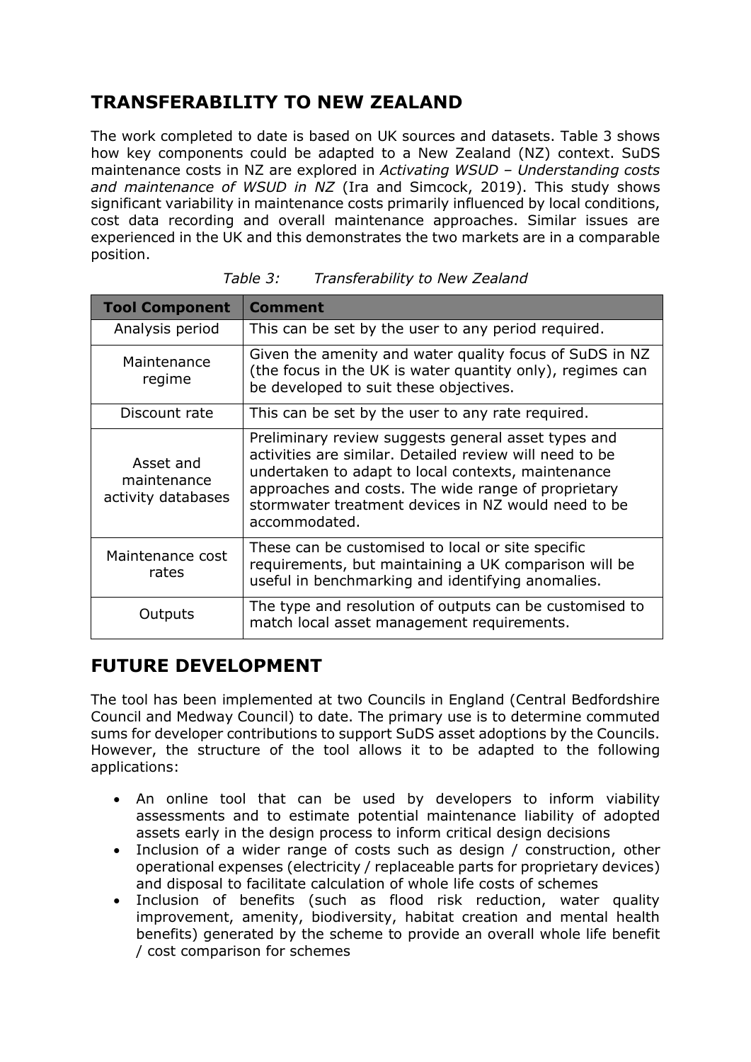## TRANSFERABILITY TO NEW ZEALAND

The work completed to date is based on UK sources and datasets. Table 3 shows how key components could be adapted to a New Zealand (NZ) context. SuDS maintenance costs in NZ are explored in *Activating WSUD – Understanding costs and maintenance of WSUD in NZ* (Ira and Simcock, 2019). This study shows significant variability in maintenance costs primarily influenced by local conditions, cost data recording and overall maintenance approaches. Similar issues are experienced in the UK and this demonstrates the two markets are in a comparable position.

*Table 3: Transferability to New Zealand*

| Tool Component | Comment |
|---|---|
| Analysis period | This can be set by the user to any period required. |
| Maintenance regime | Given the amenity and water quality focus of SuDS in NZ (the focus in the UK is water quantity only), regimes can be developed to suit these objectives. |
| Discount rate | This can be set by the user to any rate required. |
| Asset and maintenance activity databases | Preliminary review suggests general asset types and activities are similar. Detailed review will need to be undertaken to adapt to local contexts, maintenance approaches and costs. The wide range of proprietary stormwater treatment devices in NZ would need to be accommodated. |
| Maintenance cost rates | These can be customised to local or site specific requirements, but maintaining a UK comparison will be useful in benchmarking and identifying anomalies. |
| Outputs | The type and resolution of outputs can be customised to match local asset management requirements. |

## FUTURE DEVELOPMENT

The tool has been implemented at two Councils in England (Central Bedfordshire Council and Medway Council) to date. The primary use is to determine commuted sums for developer contributions to support SuDS asset adoptions by the Councils. However, the structure of the tool allows it to be adapted to the following applications:

- An online tool that can be used by developers to inform viability assessments and to estimate potential maintenance liability of adopted assets early in the design process to inform critical design decisions
- Inclusion of a wider range of costs such as design / construction, other operational expenses (electricity / replaceable parts for proprietary devices) and disposal to facilitate calculation of whole life costs of schemes
- Inclusion of benefits (such as flood risk reduction, water quality improvement, amenity, biodiversity, habitat creation and mental health benefits) generated by the scheme to provide an overall whole life benefit / cost comparison for schemes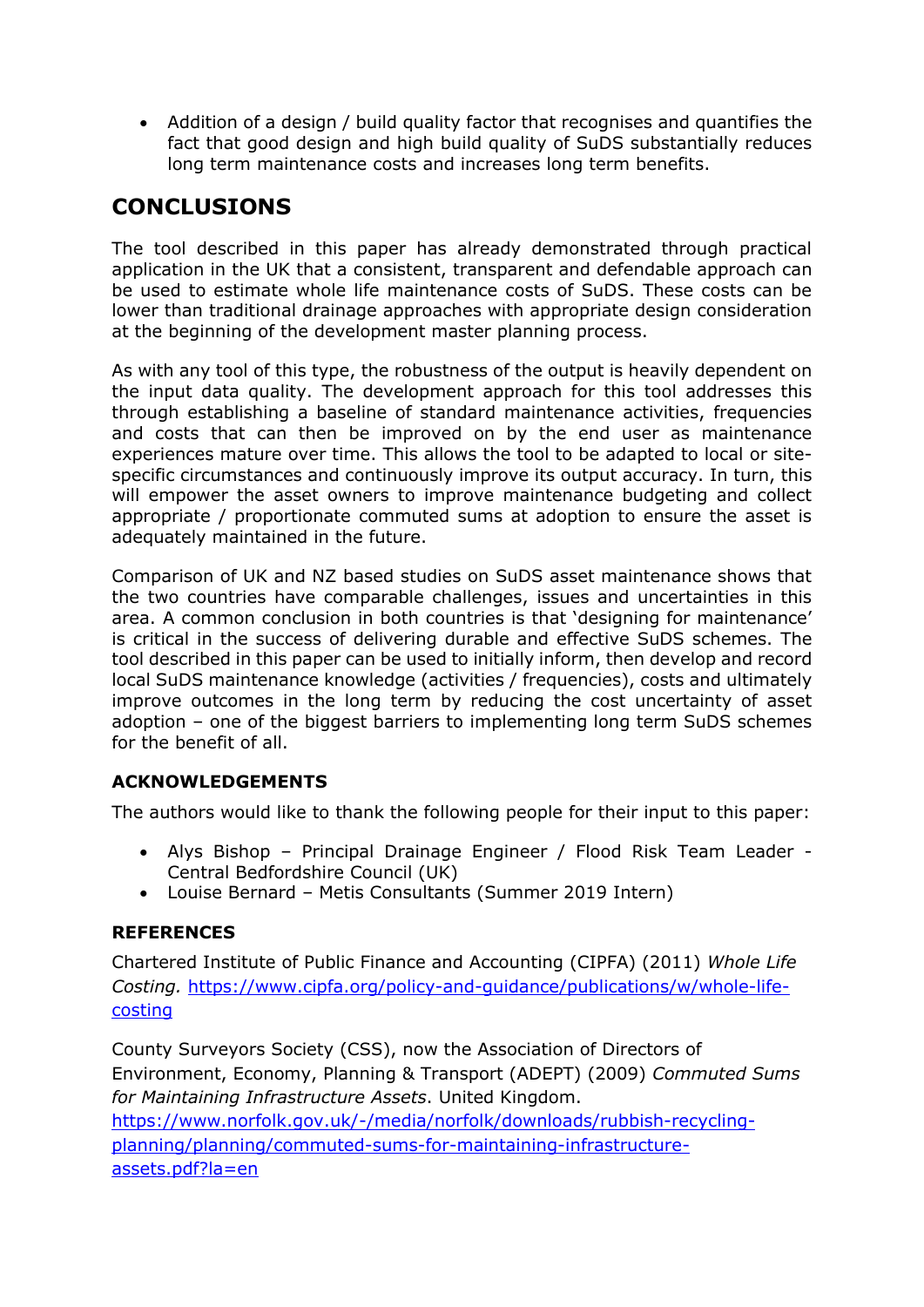- Addition of a design / build quality factor that recognises and quantifies the fact that good design and high build quality of SuDS substantially reduces long term maintenance costs and increases long term benefits.

## CONCLUSIONS

The tool described in this paper has already demonstrated through practical application in the UK that a consistent, transparent and defendable approach can be used to estimate whole life maintenance costs of SuDS. These costs can be lower than traditional drainage approaches with appropriate design consideration at the beginning of the development master planning process.

As with any tool of this type, the robustness of the output is heavily dependent on the input data quality. The development approach for this tool addresses this through establishing a baseline of standard maintenance activities, frequencies and costs that can then be improved on by the end user as maintenance experiences mature over time. This allows the tool to be adapted to local or site-specific circumstances and continuously improve its output accuracy. In turn, this will empower the asset owners to improve maintenance budgeting and collect appropriate / proportionate commuted sums at adoption to ensure the asset is adequately maintained in the future.

Comparison of UK and NZ based studies on SuDS asset maintenance shows that the two countries have comparable challenges, issues and uncertainties in this area. A common conclusion in both countries is that 'designing for maintenance' is critical in the success of delivering durable and effective SuDS schemes. The tool described in this paper can be used to initially inform, then develop and record local SuDS maintenance knowledge (activities / frequencies), costs and ultimately improve outcomes in the long term by reducing the cost uncertainty of asset adoption – one of the biggest barriers to implementing long term SuDS schemes for the benefit of all.

### ACKNOWLEDGEMENTS

The authors would like to thank the following people for their input to this paper:

- Alys Bishop – Principal Drainage Engineer / Flood Risk Team Leader - Central Bedfordshire Council (UK)
- Louise Bernard – Metis Consultants (Summer 2019 Intern)

### REFERENCES

Chartered Institute of Public Finance and Accounting (CIPFA) (2011) *Whole Life Costing.* https://www.cipfa.org/policy-and-guidance/publications/w/whole-life-costing

County Surveyors Society (CSS), now the Association of Directors of Environment, Economy, Planning & Transport (ADEPT) (2009) *Commuted Sums for Maintaining Infrastructure Assets*. United Kingdom. https://www.norfolk.gov.uk/-/media/norfolk/downloads/rubbish-recycling-planning/planning/commuted-sums-for-maintaining-infrastructure-assets.pdf?la=en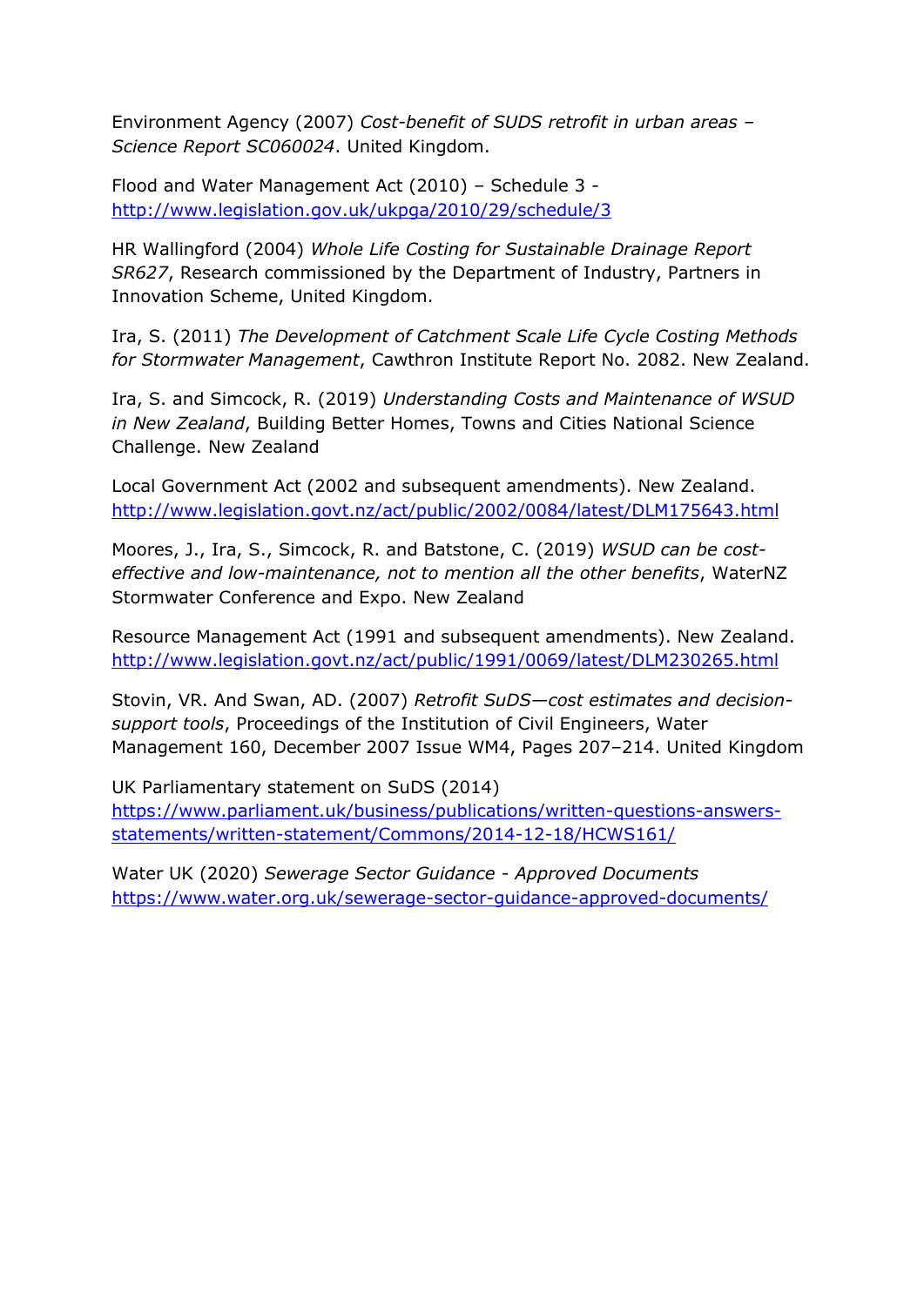Environment Agency (2007) *Cost-benefit of SUDS retrofit in urban areas – Science Report SC060024*. United Kingdom.

Flood and Water Management Act (2010) – Schedule 3 - http://www.legislation.gov.uk/ukpga/2010/29/schedule/3

HR Wallingford (2004) *Whole Life Costing for Sustainable Drainage Report SR627*, Research commissioned by the Department of Industry, Partners in Innovation Scheme, United Kingdom.

Ira, S. (2011) *The Development of Catchment Scale Life Cycle Costing Methods for Stormwater Management*, Cawthron Institute Report No. 2082. New Zealand.

Ira, S. and Simcock, R. (2019) *Understanding Costs and Maintenance of WSUD in New Zealand*, Building Better Homes, Towns and Cities National Science Challenge. New Zealand

Local Government Act (2002 and subsequent amendments). New Zealand. http://www.legislation.govt.nz/act/public/2002/0084/latest/DLM175643.html

Moores, J., Ira, S., Simcock, R. and Batstone, C. (2019) *WSUD can be cost-effective and low-maintenance, not to mention all the other benefits*, WaterNZ Stormwater Conference and Expo. New Zealand

Resource Management Act (1991 and subsequent amendments). New Zealand. http://www.legislation.govt.nz/act/public/1991/0069/latest/DLM230265.html

Stovin, VR. And Swan, AD. (2007) *Retrofit SuDS—cost estimates and decision-support tools*, Proceedings of the Institution of Civil Engineers, Water Management 160, December 2007 Issue WM4, Pages 207–214. United Kingdom

UK Parliamentary statement on SuDS (2014) https://www.parliament.uk/business/publications/written-questions-answers-statements/written-statement/Commons/2014-12-18/HCWS161/

Water UK (2020) *Sewerage Sector Guidance - Approved Documents* https://www.water.org.uk/sewerage-sector-guidance-approved-documents/